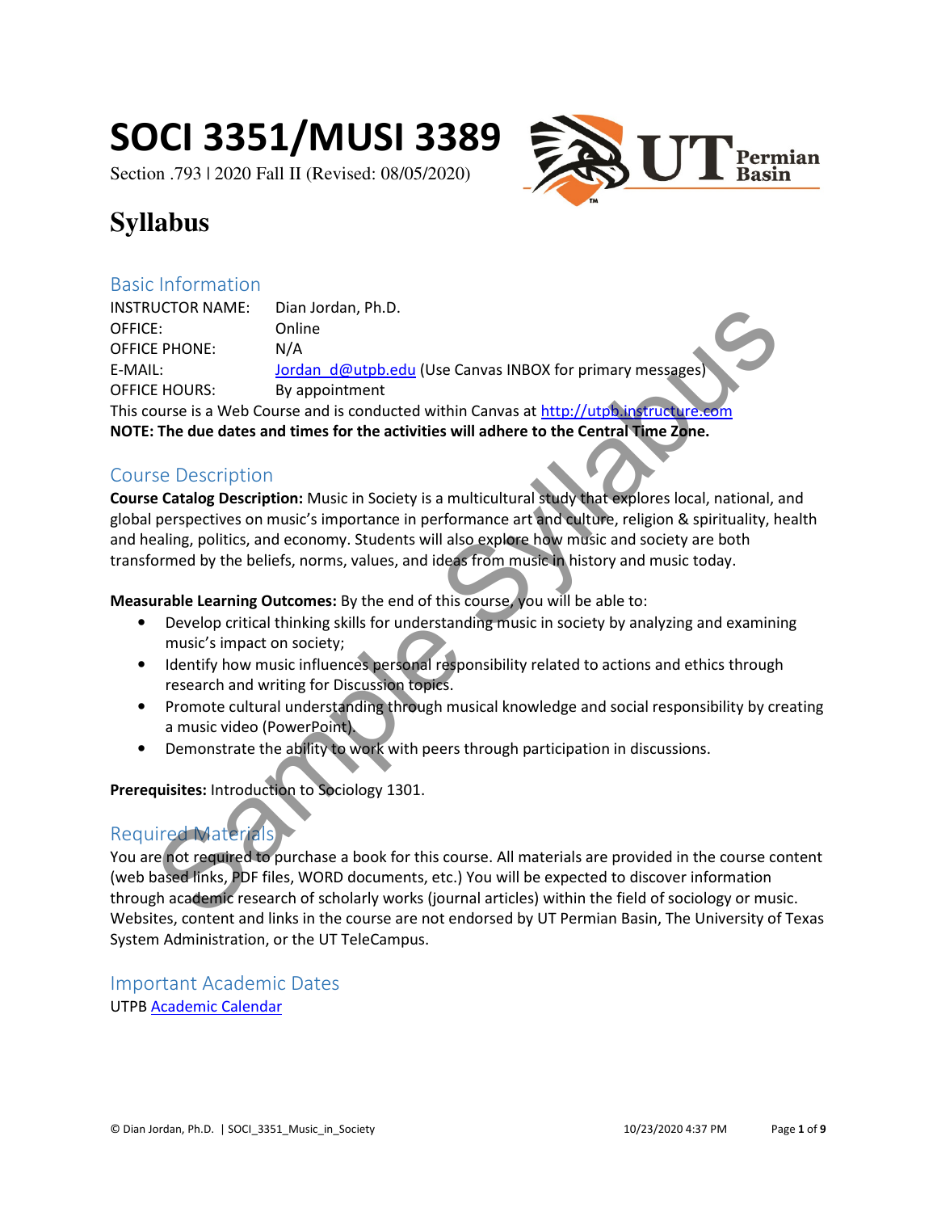# SOCI 3351/MUSI 3389

Section .793 | 2020 Fall II (Revised: 08/05/2020)

# Syllabus

## Basic Information

INSTRUCTOR NAME: Dian Jordan, Ph.D.
OFFICE: Online
OFFICE PHONE: N/A
E-MAIL: Jordan_d@utpb.edu (Use Canvas INBOX for primary messages)
OFFICE HOURS: By appointment

This course is a Web Course and is conducted within Canvas at http://utpb.instructure.com

**NOTE: The due dates and times for the activities will adhere to the Central Time Zone.**

## Course Description

**Course Catalog Description:** Music in Society is a multicultural study that explores local, national, and global perspectives on music's importance in performance art and culture, religion & spirituality, health and healing, politics, and economy. Students will also explore how music and society are both transformed by the beliefs, norms, values, and ideas from music in history and music today.

**Measurable Learning Outcomes:** By the end of this course, you will be able to:

- Develop critical thinking skills for understanding music in society by analyzing and examining music's impact on society;
- Identify how music influences personal responsibility related to actions and ethics through research and writing for Discussion topics.
- Promote cultural understanding through musical knowledge and social responsibility by creating a music video (PowerPoint).
- Demonstrate the ability to work with peers through participation in discussions.

**Prerequisites:** Introduction to Sociology 1301.

## Required Materials

You are not required to purchase a book for this course. All materials are provided in the course content (web based links, PDF files, WORD documents, etc.) You will be expected to discover information through academic research of scholarly works (journal articles) within the field of sociology or music. Websites, content and links in the course are not endorsed by UT Permian Basin, The University of Texas System Administration, or the UT TeleCampus.

## Important Academic Dates

UTPB Academic Calendar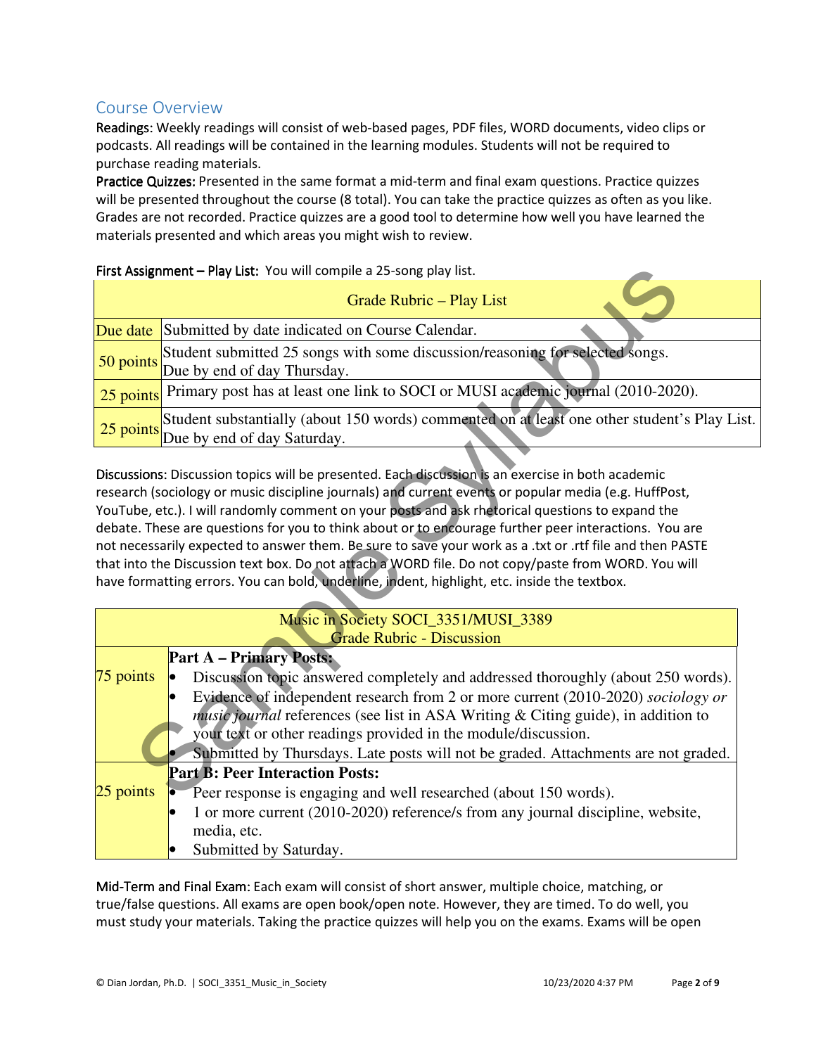## Course Overview

**Readings:** Weekly readings will consist of web-based pages, PDF files, WORD documents, video clips or podcasts. All readings will be contained in the learning modules. Students will not be required to purchase reading materials.

**Practice Quizzes:** Presented in the same format a mid-term and final exam questions. Practice quizzes will be presented throughout the course (8 total). You can take the practice quizzes as often as you like. Grades are not recorded. Practice quizzes are a good tool to determine how well you have learned the materials presented and which areas you might wish to review.

**First Assignment – Play List:** You will compile a 25-song play list.

| Grade Rubric – Play List | |
|---|---|
| Due date | Submitted by date indicated on Course Calendar. |
| 50 points | Student submitted 25 songs with some discussion/reasoning for selected songs. Due by end of day Thursday. |
| 25 points | Primary post has at least one link to SOCI or MUSI academic journal (2010-2020). |
| 25 points | Student substantially (about 150 words) commented on at least one other student's Play List. Due by end of day Saturday. |

**Discussions:** Discussion topics will be presented. Each discussion is an exercise in both academic research (sociology or music discipline journals) and current events or popular media (e.g. HuffPost, YouTube, etc.). I will randomly comment on your posts and ask rhetorical questions to expand the debate. These are questions for you to think about or to encourage further peer interactions. You are not necessarily expected to answer them. Be sure to save your work as a .txt or .rtf file and then PASTE that into the Discussion text box. Do not attach a WORD file. Do not copy/paste from WORD. You will have formatting errors. You can bold, underline, indent, highlight, etc. inside the textbox.

| Music in Society SOCI_3351/MUSI_3389 Grade Rubric - Discussion | |
|---|---|
| 75 points | **Part A – Primary Posts:**<br>• Discussion topic answered completely and addressed thoroughly (about 250 words).<br>• Evidence of independent research from 2 or more current (2010-2020) *sociology or music journal* references (see list in ASA Writing & Citing guide), in addition to your text or other readings provided in the module/discussion.<br>• Submitted by Thursdays. Late posts will not be graded. Attachments are not graded. |
| 25 points | **Part B: Peer Interaction Posts:**<br>• Peer response is engaging and well researched (about 150 words).<br>• 1 or more current (2010-2020) reference/s from any journal discipline, website, media, etc.<br>• Submitted by Saturday. |

**Mid-Term and Final Exam:** Each exam will consist of short answer, multiple choice, matching, or true/false questions. All exams are open book/open note. However, they are timed. To do well, you must study your materials. Taking the practice quizzes will help you on the exams. Exams will be open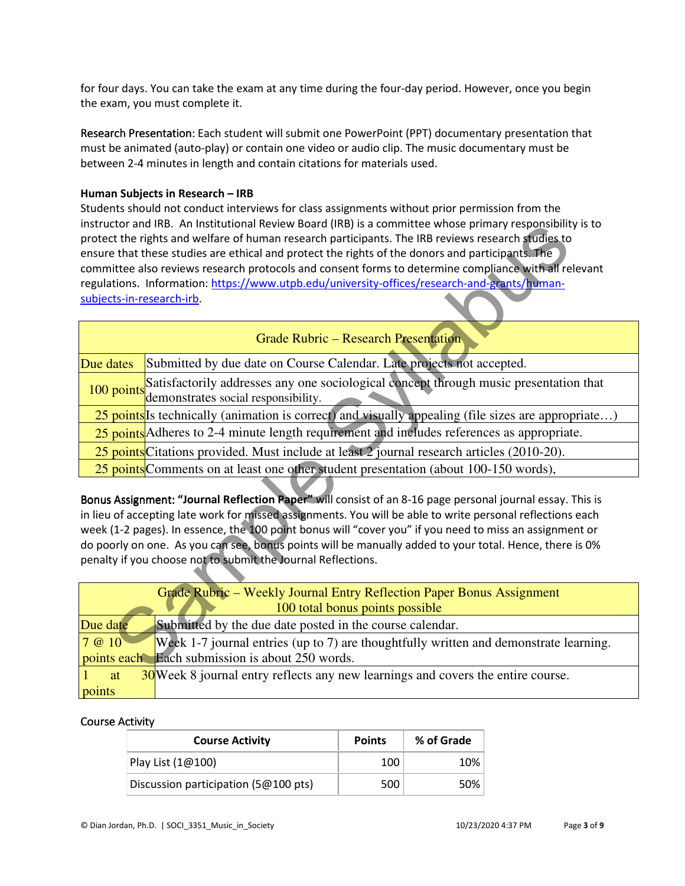for four days. You can take the exam at any time during the four-day period. However, once you begin the exam, you must complete it.

Research Presentation: Each student will submit one PowerPoint (PPT) documentary presentation that must be animated (auto-play) or contain one video or audio clip. The music documentary must be between 2-4 minutes in length and contain citations for materials used.

**Human Subjects in Research – IRB**

Students should not conduct interviews for class assignments without prior permission from the instructor and IRB. An Institutional Review Board (IRB) is a committee whose primary responsibility is to protect the rights and welfare of human research participants. The IRB reviews research studies to ensure that these studies are ethical and protect the rights of the donors and participants. The committee also reviews research protocols and consent forms to determine compliance with all relevant regulations. Information: https://www.utpb.edu/university-offices/research-and-grants/human-subjects-in-research-irb.

| Grade Rubric – Research Presentation | |
|---|---|
| Due dates | Submitted by due date on Course Calendar. Late projects not accepted. |
| 100 points | Satisfactorily addresses any one sociological concept through music presentation that demonstrates social responsibility. |
| 25 points | Is technically (animation is correct) and visually appealing (file sizes are appropriate…) |
| 25 points | Adheres to 2-4 minute length requirement and includes references as appropriate. |
| 25 points | Citations provided. Must include at least 2 journal research articles (2010-20). |
| 25 points | Comments on at least one other student presentation (about 100-150 words), |

Bonus Assignment: **"Journal Reflection Paper"** will consist of an 8-16 page personal journal essay. This is in lieu of accepting late work for missed assignments. You will be able to write personal reflections each week (1-2 pages). In essence, the 100 point bonus will "cover you" if you need to miss an assignment or do poorly on one. As you can see, bonus points will be manually added to your total. Hence, there is 0% penalty if you choose not to submit the Journal Reflections.

| Grade Rubric – Weekly Journal Entry Reflection Paper Bonus Assignment 100 total bonus points possible | |
|---|---|
| Due date | Submitted by the due date posted in the course calendar. |
| 7 @ 10 points each | Week 1-7 journal entries (up to 7) are thoughtfully written and demonstrate learning. Each submission is about 250 words. |
| 1 at 30 points | Week 8 journal entry reflects any new learnings and covers the entire course. |

Course Activity

| Course Activity | Points | % of Grade |
|---|---|---|
| Play List (1@100) | 100 | 10% |
| Discussion participation (5@100 pts) | 500 | 50% |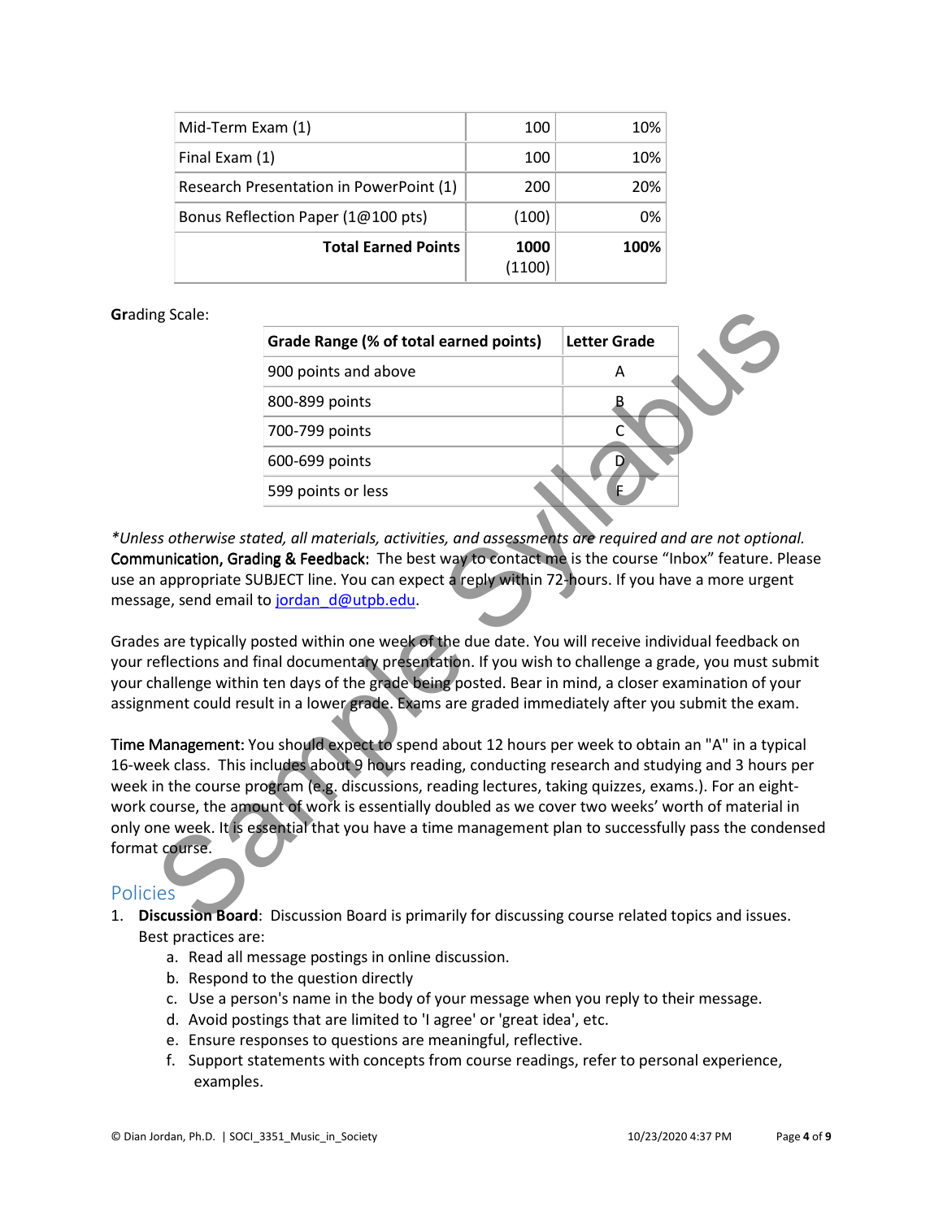| Mid-Term Exam (1) | 100 | 10% |
|---|---|---|
| Final Exam (1) | 100 | 10% |
| Research Presentation in PowerPoint (1) | 200 | 20% |
| Bonus Reflection Paper (1@100 pts) | (100) | 0% |
| **Total Earned Points** | **1000** (1100) | **100%** |

**Gr**ading Scale:

| Grade Range (% of total earned points) | Letter Grade |
|---|---|
| 900 points and above | A |
| 800-899 points | B |
| 700-799 points | C |
| 600-699 points | D |
| 599 points or less | F |

*\*Unless otherwise stated, all materials, activities, and assessments are required and are not optional.*

**Communication, Grading & Feedback:** The best way to contact me is the course "Inbox" feature. Please use an appropriate SUBJECT line. You can expect a reply within 72-hours. If you have a more urgent message, send email to [jordan_d@utpb.edu](mailto:jordan_d@utpb.edu).

Grades are typically posted within one week of the due date. You will receive individual feedback on your reflections and final documentary presentation. If you wish to challenge a grade, you must submit your challenge within ten days of the grade being posted. Bear in mind, a closer examination of your assignment could result in a lower grade. Exams are graded immediately after you submit the exam.

**Time Management:** You should expect to spend about 12 hours per week to obtain an "A" in a typical 16-week class. This includes about 9 hours reading, conducting research and studying and 3 hours per week in the course program (e.g. discussions, reading lectures, taking quizzes, exams.). For an eight-work course, the amount of work is essentially doubled as we cover two weeks' worth of material in only one week. It is essential that you have a time management plan to successfully pass the condensed format course.

## Policies

1. **Discussion Board**: Discussion Board is primarily for discussing course related topics and issues. Best practices are:
   a. Read all message postings in online discussion.
   b. Respond to the question directly
   c. Use a person's name in the body of your message when you reply to their message.
   d. Avoid postings that are limited to 'I agree' or 'great idea', etc.
   e. Ensure responses to questions are meaningful, reflective.
   f. Support statements with concepts from course readings, refer to personal experience, examples.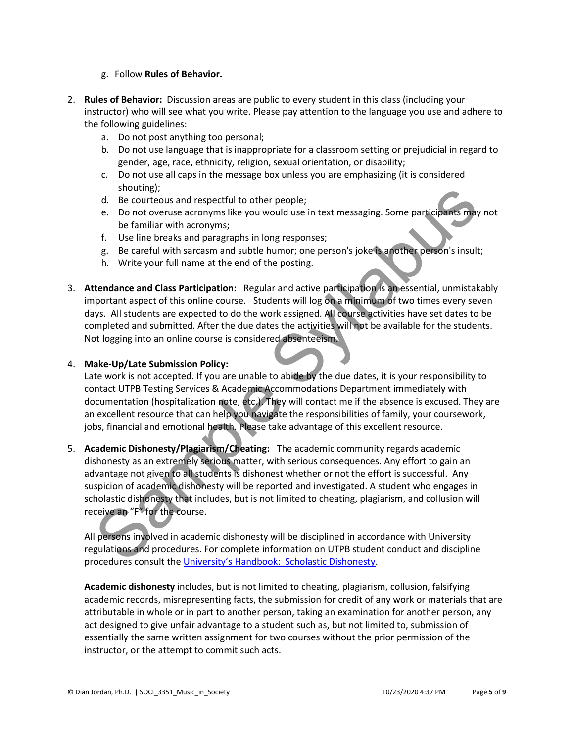g. Follow **Rules of Behavior.**

2. **Rules of Behavior:** Discussion areas are public to every student in this class (including your instructor) who will see what you write. Please pay attention to the language you use and adhere to the following guidelines:
   a. Do not post anything too personal;
   b. Do not use language that is inappropriate for a classroom setting or prejudicial in regard to gender, age, race, ethnicity, religion, sexual orientation, or disability;
   c. Do not use all caps in the message box unless you are emphasizing (it is considered shouting);
   d. Be courteous and respectful to other people;
   e. Do not overuse acronyms like you would use in text messaging. Some participants may not be familiar with acronyms;
   f. Use line breaks and paragraphs in long responses;
   g. Be careful with sarcasm and subtle humor; one person's joke is another person's insult;
   h. Write your full name at the end of the posting.

3. **Attendance and Class Participation:** Regular and active participation is an essential, unmistakably important aspect of this online course. Students will log on a minimum of two times every seven days. All students are expected to do the work assigned. All course activities have set dates to be completed and submitted. After the due dates the activities will not be available for the students. Not logging into an online course is considered absenteeism.

4. **Make-Up/Late Submission Policy:**
   Late work is not accepted. If you are unable to abide by the due dates, it is your responsibility to contact UTPB Testing Services & Academic Accommodations Department immediately with documentation (hospitalization note, etc.). They will contact me if the absence is excused. They are an excellent resource that can help you navigate the responsibilities of family, your coursework, jobs, financial and emotional health. Please take advantage of this excellent resource.

5. **Academic Dishonesty/Plagiarism/Cheating:** The academic community regards academic dishonesty as an extremely serious matter, with serious consequences. Any effort to gain an advantage not given to all students is dishonest whether or not the effort is successful. Any suspicion of academic dishonesty will be reported and investigated. A student who engages in scholastic dishonesty that includes, but is not limited to cheating, plagiarism, and collusion will receive an "F" for the course.

   All persons involved in academic dishonesty will be disciplined in accordance with University regulations and procedures. For complete information on UTPB student conduct and discipline procedures consult the University's Handbook: Scholastic Dishonesty.

   **Academic dishonesty** includes, but is not limited to cheating, plagiarism, collusion, falsifying academic records, misrepresenting facts, the submission for credit of any work or materials that are attributable in whole or in part to another person, taking an examination for another person, any act designed to give unfair advantage to a student such as, but not limited to, submission of essentially the same written assignment for two courses without the prior permission of the instructor, or the attempt to commit such acts.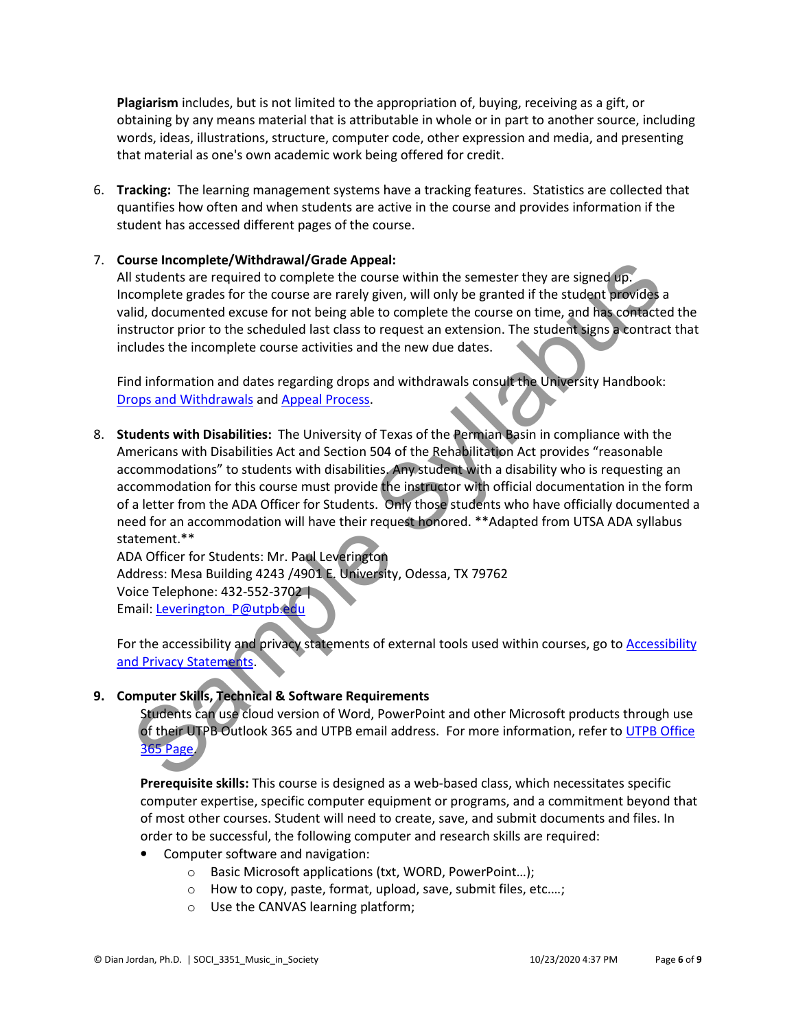**Plagiarism** includes, but is not limited to the appropriation of, buying, receiving as a gift, or obtaining by any means material that is attributable in whole or in part to another source, including words, ideas, illustrations, structure, computer code, other expression and media, and presenting that material as one's own academic work being offered for credit.

6. **Tracking:** The learning management systems have a tracking features. Statistics are collected that quantifies how often and when students are active in the course and provides information if the student has accessed different pages of the course.

7. **Course Incomplete/Withdrawal/Grade Appeal:**
   All students are required to complete the course within the semester they are signed up. Incomplete grades for the course are rarely given, will only be granted if the student provides a valid, documented excuse for not being able to complete the course on time, and has contacted the instructor prior to the scheduled last class to request an extension. The student signs a contract that includes the incomplete course activities and the new due dates.

   Find information and dates regarding drops and withdrawals consult the University Handbook: [Drops and Withdrawals] and [Appeal Process].

8. **Students with Disabilities:** The University of Texas of the Permian Basin in compliance with the Americans with Disabilities Act and Section 504 of the Rehabilitation Act provides "reasonable accommodations" to students with disabilities. Any student with a disability who is requesting an accommodation for this course must provide the instructor with official documentation in the form of a letter from the ADA Officer for Students. Only those students who have officially documented a need for an accommodation will have their request honored. **Adapted from UTSA ADA syllabus statement.**
   ADA Officer for Students: Mr. Paul Leverington
   Address: Mesa Building 4243 /4901 E. University, Odessa, TX 79762
   Voice Telephone: 432-552-3702 |
   Email: Leverington_P@utpb.edu

   For the accessibility and privacy statements of external tools used within courses, go to [Accessibility and Privacy Statements].

9. **Computer Skills, Technical & Software Requirements**
   Students can use cloud version of Word, PowerPoint and other Microsoft products through use of their UTPB Outlook 365 and UTPB email address. For more information, refer to [UTPB Office 365 Page].

   **Prerequisite skills:** This course is designed as a web-based class, which necessitates specific computer expertise, specific computer equipment or programs, and a commitment beyond that of most other courses. Student will need to create, save, and submit documents and files. In order to be successful, the following computer and research skills are required:

   - Computer software and navigation:
     - Basic Microsoft applications (txt, WORD, PowerPoint…);
     - How to copy, paste, format, upload, save, submit files, etc.…;
     - Use the CANVAS learning platform;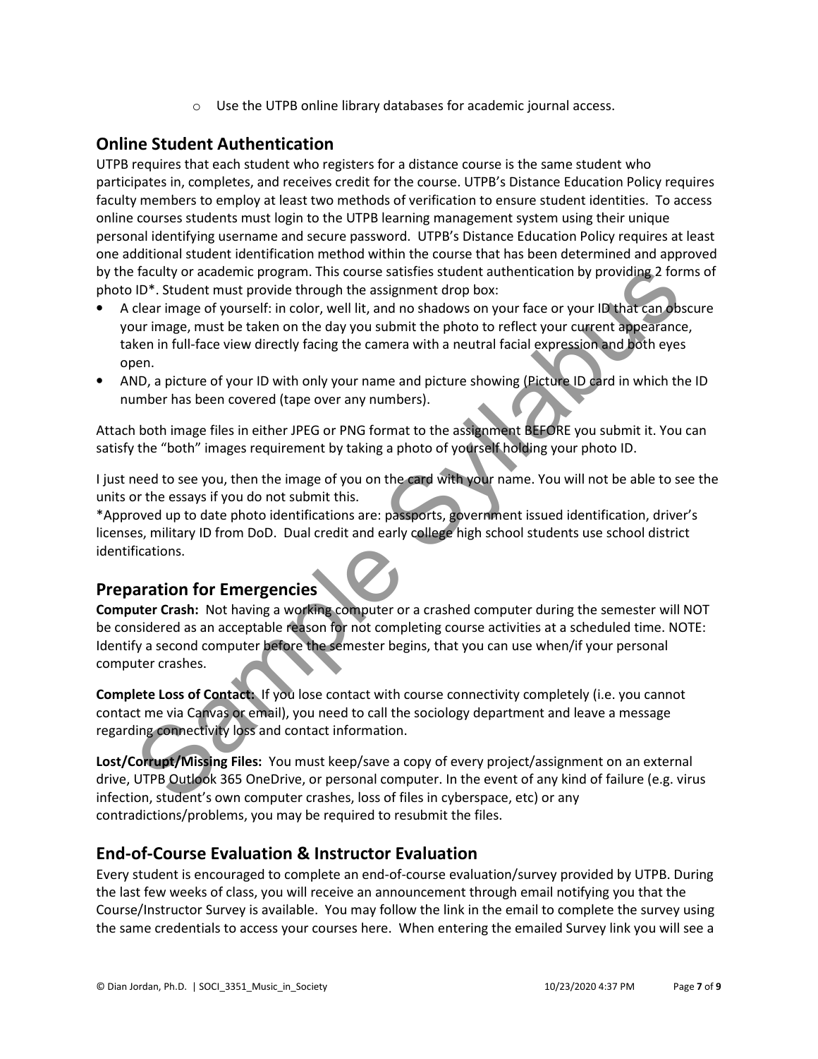- Use the UTPB online library databases for academic journal access.

## Online Student Authentication

UTPB requires that each student who registers for a distance course is the same student who participates in, completes, and receives credit for the course. UTPB's Distance Education Policy requires faculty members to employ at least two methods of verification to ensure student identities. To access online courses students must login to the UTPB learning management system using their unique personal identifying username and secure password. UTPB's Distance Education Policy requires at least one additional student identification method within the course that has been determined and approved by the faculty or academic program. This course satisfies student authentication by providing 2 forms of photo ID*. Student must provide through the assignment drop box:

- A clear image of yourself: in color, well lit, and no shadows on your face or your ID that can obscure your image, must be taken on the day you submit the photo to reflect your current appearance, taken in full-face view directly facing the camera with a neutral facial expression and both eyes open.
- AND, a picture of your ID with only your name and picture showing (Picture ID card in which the ID number has been covered (tape over any numbers).

Attach both image files in either JPEG or PNG format to the assignment BEFORE you submit it. You can satisfy the "both" images requirement by taking a photo of yourself holding your photo ID.

I just need to see you, then the image of you on the card with your name. You will not be able to see the units or the essays if you do not submit this.

*Approved up to date photo identifications are: passports, government issued identification, driver's licenses, military ID from DoD. Dual credit and early college high school students use school district identifications.

## Preparation for Emergencies

**Computer Crash:** Not having a working computer or a crashed computer during the semester will NOT be considered as an acceptable reason for not completing course activities at a scheduled time. NOTE: Identify a second computer before the semester begins, that you can use when/if your personal computer crashes.

**Complete Loss of Contact:** If you lose contact with course connectivity completely (i.e. you cannot contact me via Canvas or email), you need to call the sociology department and leave a message regarding connectivity loss and contact information.

**Lost/Corrupt/Missing Files:** You must keep/save a copy of every project/assignment on an external drive, UTPB Outlook 365 OneDrive, or personal computer. In the event of any kind of failure (e.g. virus infection, student's own computer crashes, loss of files in cyberspace, etc) or any contradictions/problems, you may be required to resubmit the files.

## End-of-Course Evaluation & Instructor Evaluation

Every student is encouraged to complete an end-of-course evaluation/survey provided by UTPB. During the last few weeks of class, you will receive an announcement through email notifying you that the Course/Instructor Survey is available. You may follow the link in the email to complete the survey using the same credentials to access your courses here. When entering the emailed Survey link you will see a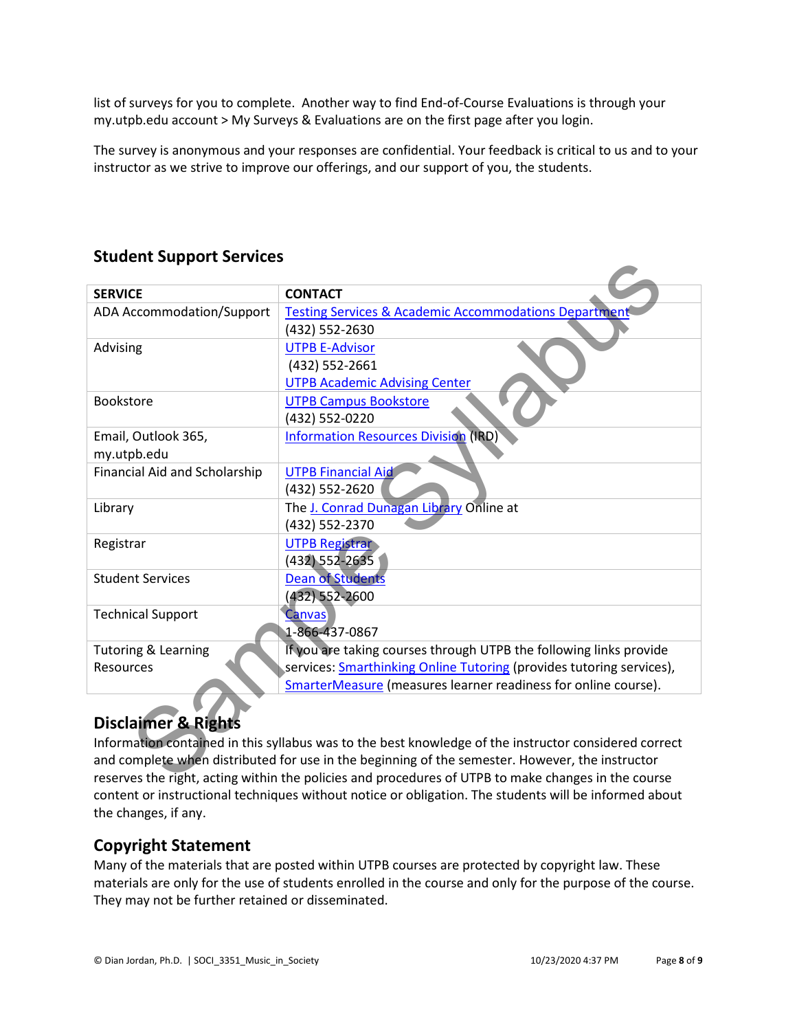list of surveys for you to complete. Another way to find End-of-Course Evaluations is through your my.utpb.edu account > My Surveys & Evaluations are on the first page after you login.

The survey is anonymous and your responses are confidential. Your feedback is critical to us and to your instructor as we strive to improve our offerings, and our support of you, the students.

## Student Support Services

| SERVICE | CONTACT |
|---|---|
| ADA Accommodation/Support | Testing Services & Academic Accommodations Department (432) 552-2630 |
| Advising | UTPB E-Advisor (432) 552-2661 UTPB Academic Advising Center |
| Bookstore | UTPB Campus Bookstore (432) 552-0220 |
| Email, Outlook 365, my.utpb.edu | Information Resources Division (IRD) |
| Financial Aid and Scholarship | UTPB Financial Aid (432) 552-2620 |
| Library | The J. Conrad Dunagan Library Online at (432) 552-2370 |
| Registrar | UTPB Registrar (432) 552-2635 |
| Student Services | Dean of Students (432) 552-2600 |
| Technical Support | Canvas 1-866-437-0867 |
| Tutoring & Learning Resources | If you are taking courses through UTPB the following links provide services: Smarthinking Online Tutoring (provides tutoring services), SmarterMeasure (measures learner readiness for online course). |

## Disclaimer & Rights

Information contained in this syllabus was to the best knowledge of the instructor considered correct and complete when distributed for use in the beginning of the semester. However, the instructor reserves the right, acting within the policies and procedures of UTPB to make changes in the course content or instructional techniques without notice or obligation. The students will be informed about the changes, if any.

## Copyright Statement

Many of the materials that are posted within UTPB courses are protected by copyright law. These materials are only for the use of students enrolled in the course and only for the purpose of the course. They may not be further retained or disseminated.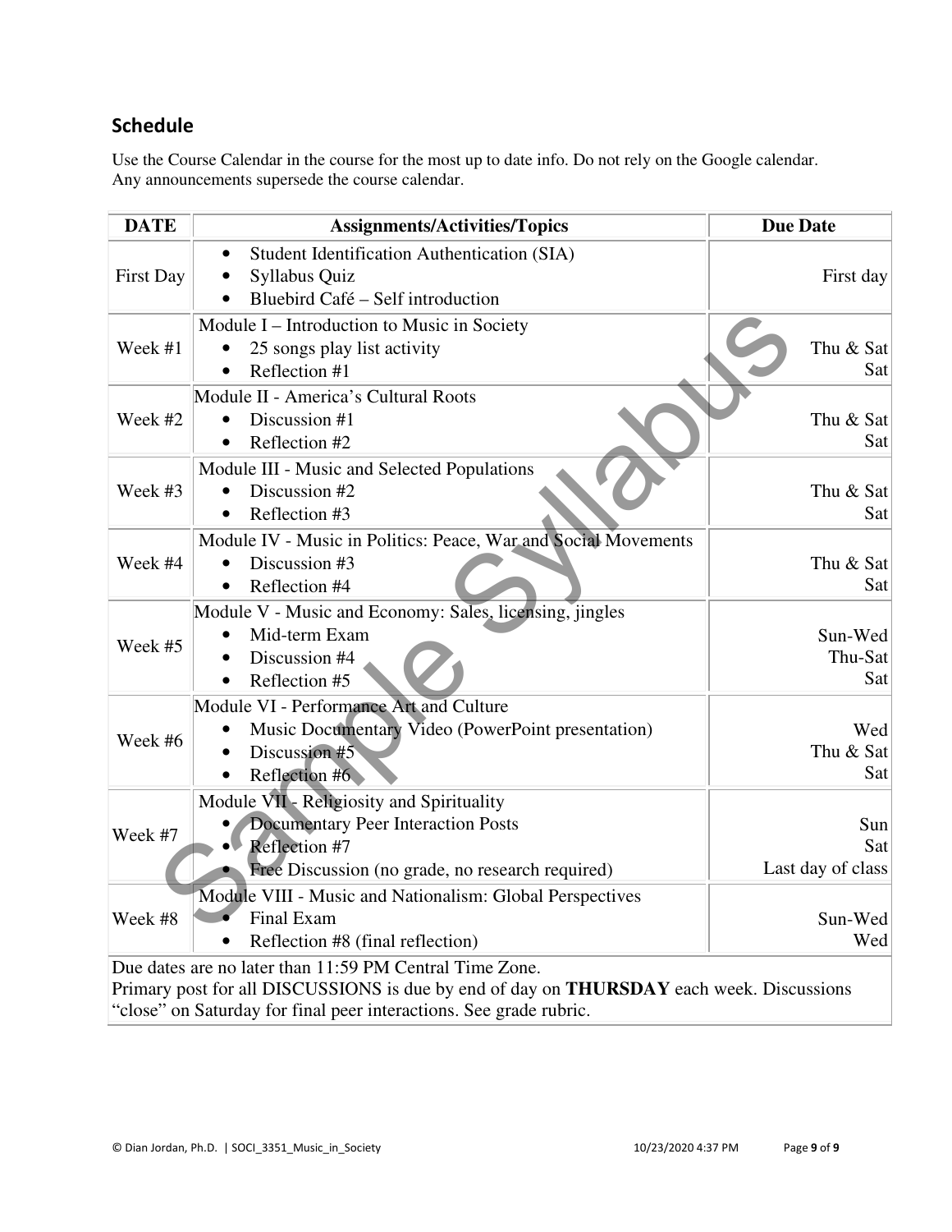## Schedule

Use the Course Calendar in the course for the most up to date info. Do not rely on the Google calendar. Any announcements supersede the course calendar.

| DATE | Assignments/Activities/Topics | Due Date |
|---|---|---|
| First Day | • Student Identification Authentication (SIA)<br>• Syllabus Quiz<br>• Bluebird Café – Self introduction | First day |
| Week #1 | Module I – Introduction to Music in Society<br>• 25 songs play list activity<br>• Reflection #1 | Thu & Sat<br>Sat |
| Week #2 | Module II - America's Cultural Roots<br>• Discussion #1<br>• Reflection #2 | Thu & Sat<br>Sat |
| Week #3 | Module III - Music and Selected Populations<br>• Discussion #2<br>• Reflection #3 | Thu & Sat<br>Sat |
| Week #4 | Module IV - Music in Politics: Peace, War and Social Movements<br>• Discussion #3<br>• Reflection #4 | Thu & Sat<br>Sat |
| Week #5 | Module V - Music and Economy: Sales, licensing, jingles<br>• Mid-term Exam<br>• Discussion #4<br>• Reflection #5 | Sun-Wed<br>Thu-Sat<br>Sat |
| Week #6 | Module VI - Performance Art and Culture<br>• Music Documentary Video (PowerPoint presentation)<br>• Discussion #5<br>• Reflection #6 | Wed<br>Thu & Sat<br>Sat |
| Week #7 | Module VII - Religiosity and Spirituality<br>• Documentary Peer Interaction Posts<br>• Reflection #7<br>• Free Discussion (no grade, no research required) | Sun<br>Sat<br>Last day of class |
| Week #8 | Module VIII - Music and Nationalism: Global Perspectives<br>• Final Exam<br>• Reflection #8 (final reflection) | Sun-Wed<br>Wed |

Due dates are no later than 11:59 PM Central Time Zone.
Primary post for all DISCUSSIONS is due by end of day on **THURSDAY** each week. Discussions "close" on Saturday for final peer interactions. See grade rubric.